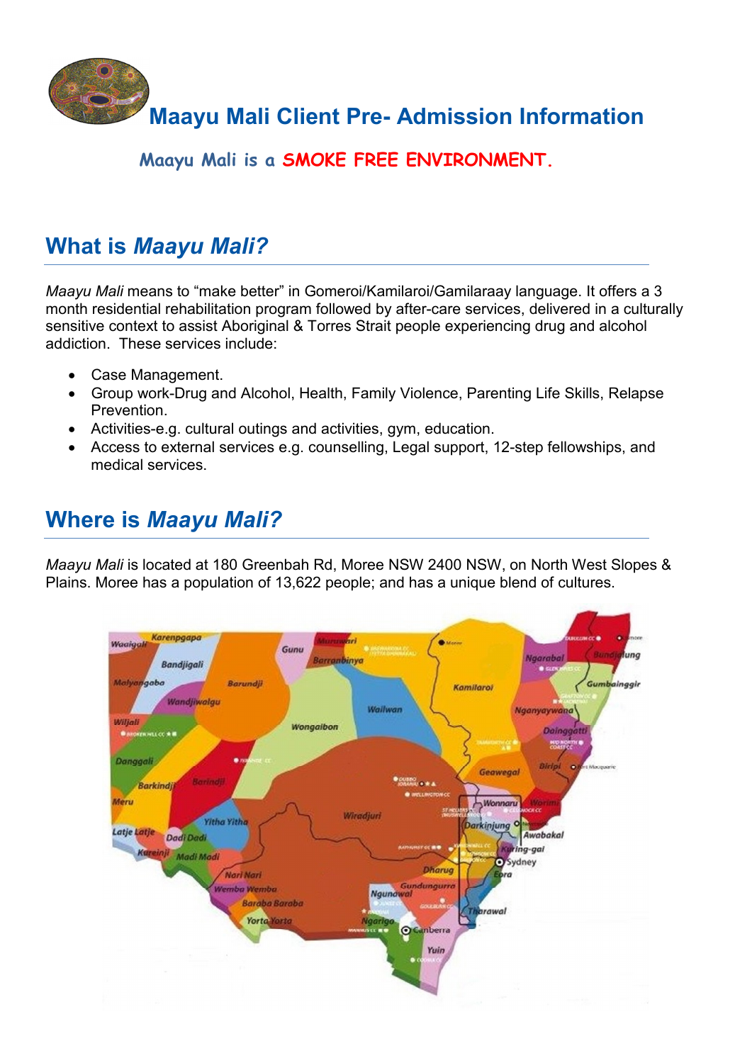# Maayu Mali Client Pre- Admission Information

**Maayu Mali is a SMOKE FREE ENVIRONMENT.**

## What is *Maayu Mali?*

*Maayu Mali* means to "make better" in Gomeroi/Kamilaroi/Gamilaraay language. It offers a 3 month residential rehabilitation program followed by after-care services, delivered in a culturally sensitive context to assist Aboriginal & Torres Strait people experiencing drug and alcohol addiction. These services include:

- Case Management.
- Group work-Drug and Alcohol, Health, Family Violence, Parenting Life Skills, Relapse Prevention.
- Activities-e.g. cultural outings and activities, gym, education.
- Access to external services e.g. counselling, Legal support, 12-step fellowships, and medical services.

## Where is *Maayu Mali?*

*Maayu Mali* is located at 180 Greenbah Rd, Moree NSW 2400 NSW, on North West Slopes & Plains. Moree has a population of 13,622 people; and has a unique blend of cultures.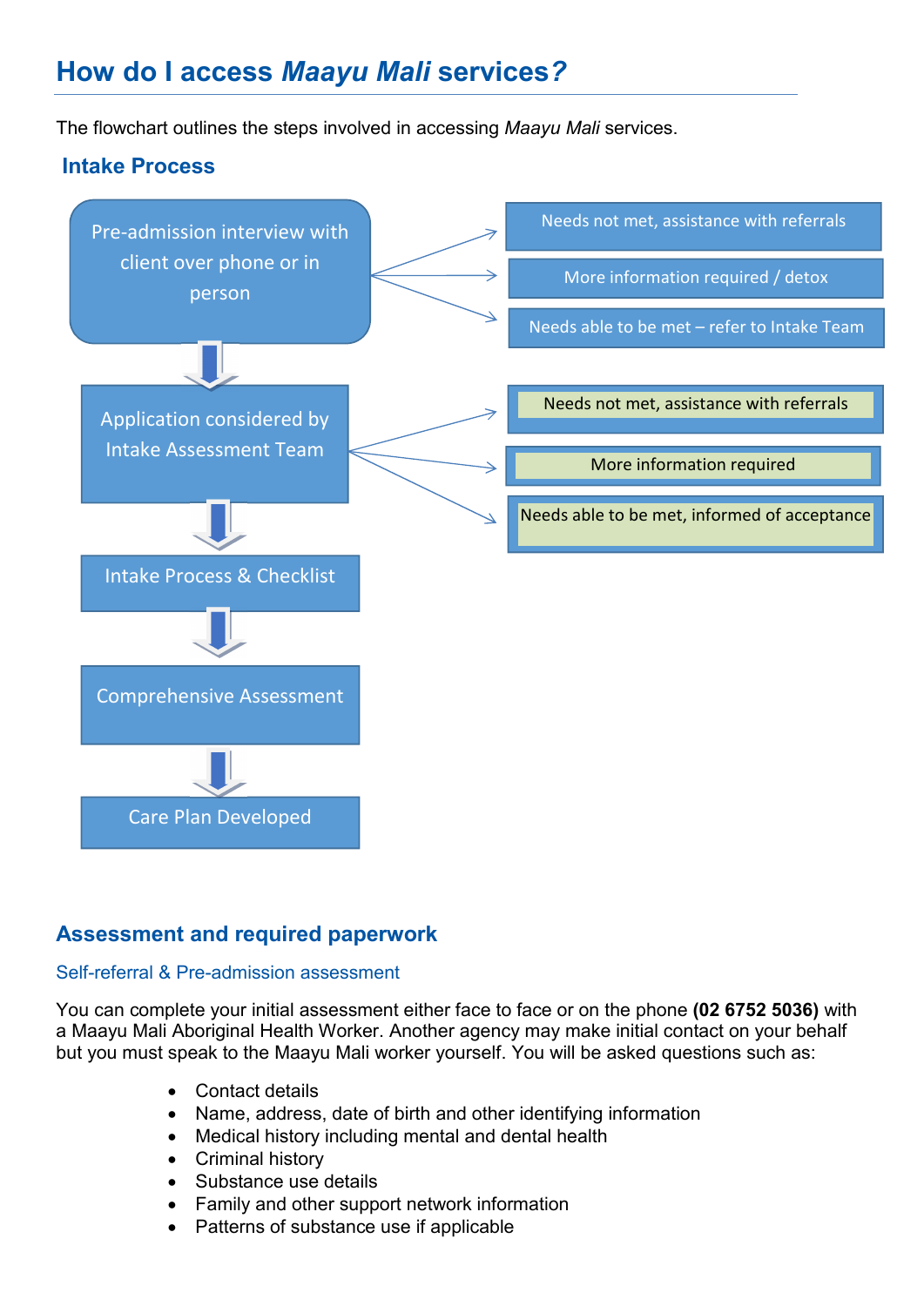# How do I access *Maayu Mali* services?

The flowchart outlines the steps involved in accessing *Maayu Mali* services.

## Intake Process

Pre-admission interview with client over phone or in person

- Needs not met, assistance with referrals
- More information required / detox
- Needs able to be met – refer to Intake Team

↓

Application considered by Intake Assessment Team

- Needs not met, assistance with referrals
- More information required
- Needs able to be met, informed of acceptance

↓

Intake Process & Checklist

↓

Comprehensive Assessment

↓

Care Plan Developed

## Assessment and required paperwork

### Self-referral & Pre-admission assessment

You can complete your initial assessment either face to face or on the phone **(02 6752 5036)** with a Maayu Mali Aboriginal Health Worker. Another agency may make initial contact on your behalf but you must speak to the Maayu Mali worker yourself. You will be asked questions such as:

- Contact details
- Name, address, date of birth and other identifying information
- Medical history including mental and dental health
- Criminal history
- Substance use details
- Family and other support network information
- Patterns of substance use if applicable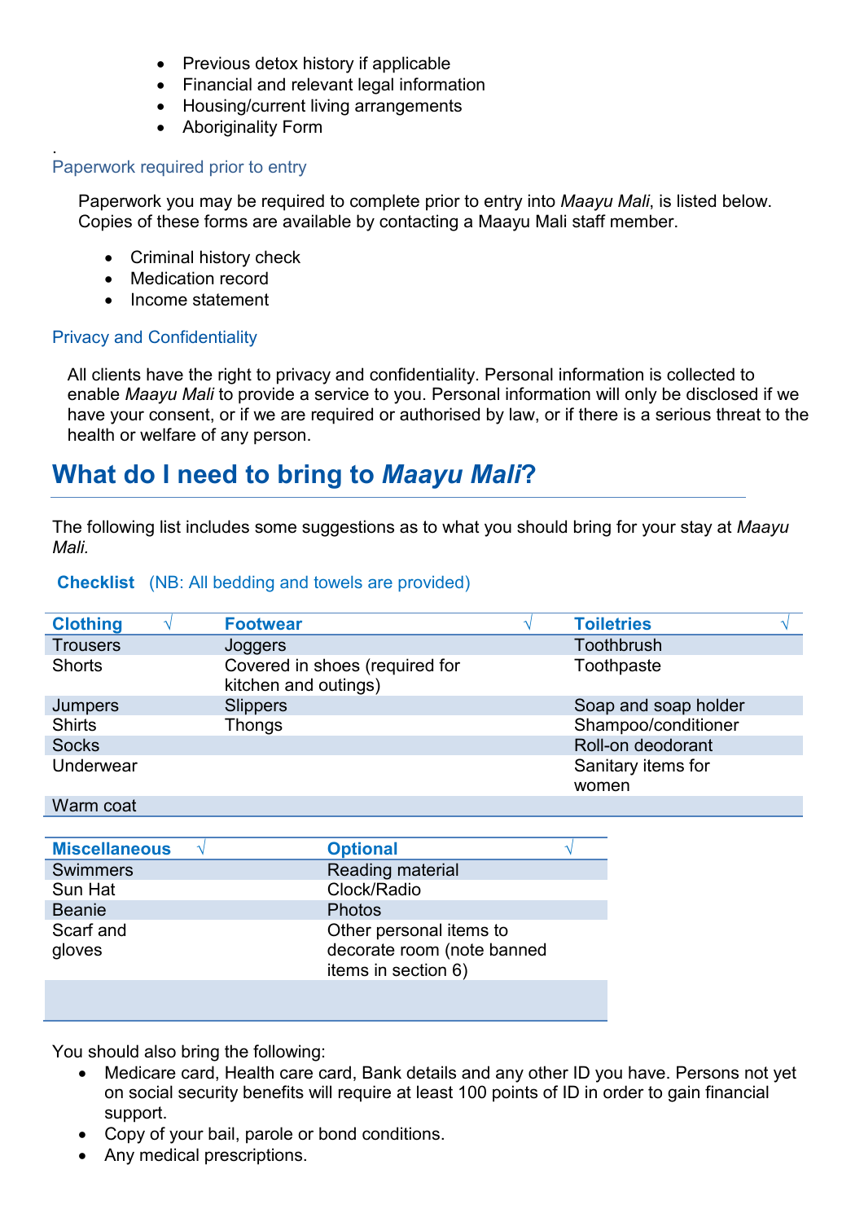- Previous detox history if applicable
- Financial and relevant legal information
- Housing/current living arrangements
- Aboriginality Form

.

### Paperwork required prior to entry

Paperwork you may be required to complete prior to entry into *Maayu Mali*, is listed below. Copies of these forms are available by contacting a Maayu Mali staff member.

- Criminal history check
- Medication record
- Income statement

### Privacy and Confidentiality

All clients have the right to privacy and confidentiality. Personal information is collected to enable *Maayu Mali* to provide a service to you. Personal information will only be disclosed if we have your consent, or if we are required or authorised by law, or if there is a serious threat to the health or welfare of any person.

## What do I need to bring to *Maayu Mali*?

The following list includes some suggestions as to what you should bring for your stay at *Maayu Mali*.

**Checklist** (NB: All bedding and towels are provided)

| Clothing √ | Footwear √ | Toiletries √ |
|---|---|---|
| Trousers | Joggers | Toothbrush |
| Shorts | Covered in shoes (required for kitchen and outings) | Toothpaste |
| Jumpers | Slippers | Soap and soap holder |
| Shirts | Thongs | Shampoo/conditioner |
| Socks | | Roll-on deodorant |
| Underwear | | Sanitary items for women |
| Warm coat | | |

| Miscellaneous √ | Optional √ |
|---|---|
| Swimmers | Reading material |
| Sun Hat | Clock/Radio |
| Beanie | Photos |
| Scarf and gloves | Other personal items to decorate room (note banned items in section 6) |
| | |

You should also bring the following:

- Medicare card, Health care card, Bank details and any other ID you have. Persons not yet on social security benefits will require at least 100 points of ID in order to gain financial support.
- Copy of your bail, parole or bond conditions.
- Any medical prescriptions.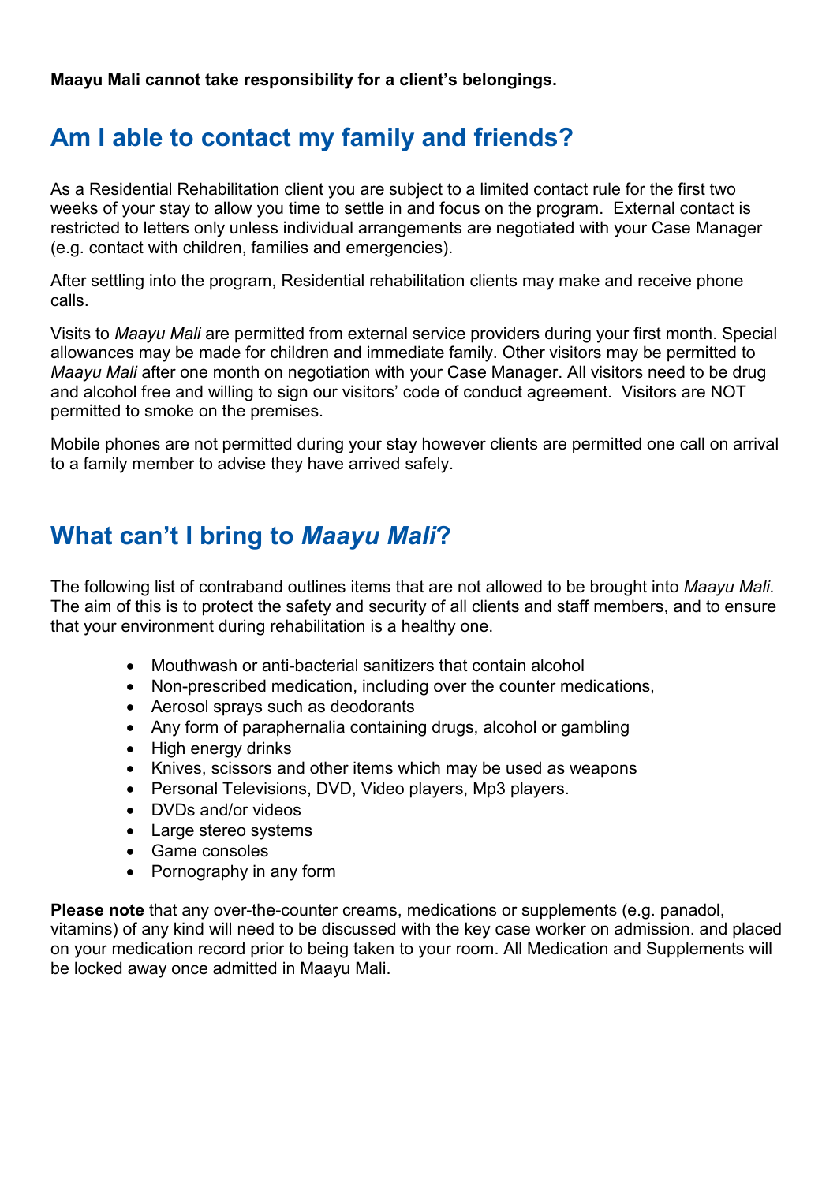**Maayu Mali cannot take responsibility for a client's belongings.**

## Am I able to contact my family and friends?

As a Residential Rehabilitation client you are subject to a limited contact rule for the first two weeks of your stay to allow you time to settle in and focus on the program. External contact is restricted to letters only unless individual arrangements are negotiated with your Case Manager (e.g. contact with children, families and emergencies).

After settling into the program, Residential rehabilitation clients may make and receive phone calls.

Visits to *Maayu Mali* are permitted from external service providers during your first month. Special allowances may be made for children and immediate family. Other visitors may be permitted to *Maayu Mali* after one month on negotiation with your Case Manager. All visitors need to be drug and alcohol free and willing to sign our visitors' code of conduct agreement. Visitors are NOT permitted to smoke on the premises.

Mobile phones are not permitted during your stay however clients are permitted one call on arrival to a family member to advise they have arrived safely.

## What can't I bring to *Maayu Mali*?

The following list of contraband outlines items that are not allowed to be brought into *Maayu Mali.* The aim of this is to protect the safety and security of all clients and staff members, and to ensure that your environment during rehabilitation is a healthy one.

- Mouthwash or anti-bacterial sanitizers that contain alcohol
- Non-prescribed medication, including over the counter medications,
- Aerosol sprays such as deodorants
- Any form of paraphernalia containing drugs, alcohol or gambling
- High energy drinks
- Knives, scissors and other items which may be used as weapons
- Personal Televisions, DVD, Video players, Mp3 players.
- DVDs and/or videos
- Large stereo systems
- Game consoles
- Pornography in any form

**Please note** that any over-the-counter creams, medications or supplements (e.g. panadol, vitamins) of any kind will need to be discussed with the key case worker on admission. and placed on your medication record prior to being taken to your room. All Medication and Supplements will be locked away once admitted in Maayu Mali.